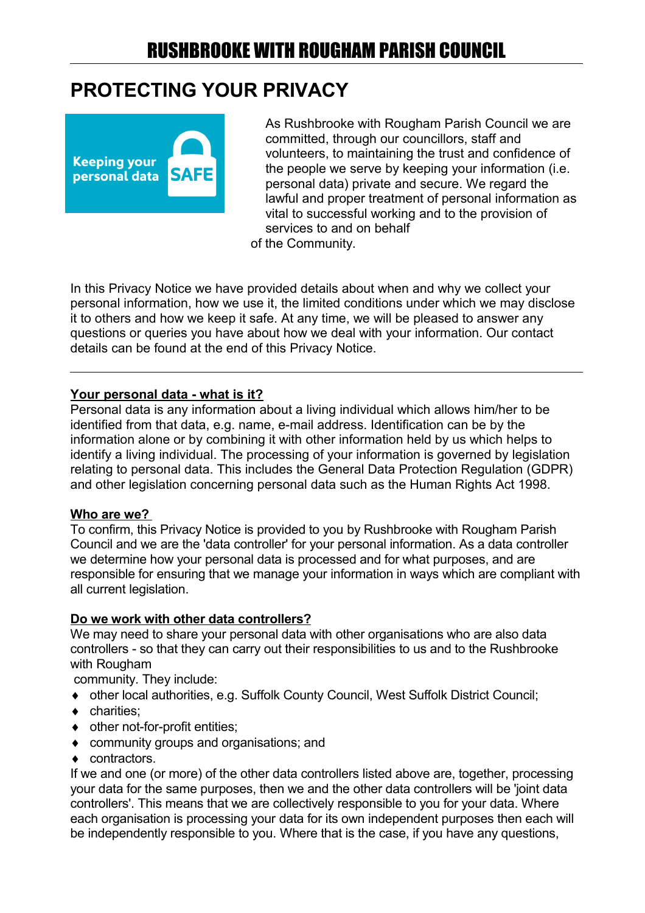# RUSHBROOKE WITH ROUGHAM PARISH COUNCIL

## PROTECTING YOUR PRIVACY

Keeping your personal data SAFE

As Rushbrooke with Rougham Parish Council we are committed, through our councillors, staff and volunteers, to maintaining the trust and confidence of the people we serve by keeping your information (i.e. personal data) private and secure. We regard the lawful and proper treatment of personal information as vital to successful working and to the provision of services to and on behalf of the Community.

In this Privacy Notice we have provided details about when and why we collect your personal information, how we use it, the limited conditions under which we may disclose it to others and how we keep it safe. At any time, we will be pleased to answer any questions or queries you have about how we deal with your information. Our contact details can be found at the end of this Privacy Notice.

---

**Your personal data - what is it?**

Personal data is any information about a living individual which allows him/her to be identified from that data, e.g. name, e-mail address. Identification can be by the information alone or by combining it with other information held by us which helps to identify a living individual. The processing of your information is governed by legislation relating to personal data. This includes the General Data Protection Regulation (GDPR) and other legislation concerning personal data such as the Human Rights Act 1998.

**Who are we?**

To confirm, this Privacy Notice is provided to you by Rushbrooke with Rougham Parish Council and we are the 'data controller' for your personal information. As a data controller we determine how your personal data is processed and for what purposes, and are responsible for ensuring that we manage your information in ways which are compliant with all current legislation.

**Do we work with other data controllers?**

We may need to share your personal data with other organisations who are also data controllers - so that they can carry out their responsibilities to us and to the Rushbrooke with Rougham community. They include:

- other local authorities, e.g. Suffolk County Council, West Suffolk District Council;
- charities;
- other not-for-profit entities;
- community groups and organisations; and
- contractors.

If we and one (or more) of the other data controllers listed above are, together, processing your data for the same purposes, then we and the other data controllers will be 'joint data controllers'. This means that we are collectively responsible to you for your data. Where each organisation is processing your data for its own independent purposes then each will be independently responsible to you. Where that is the case, if you have any questions,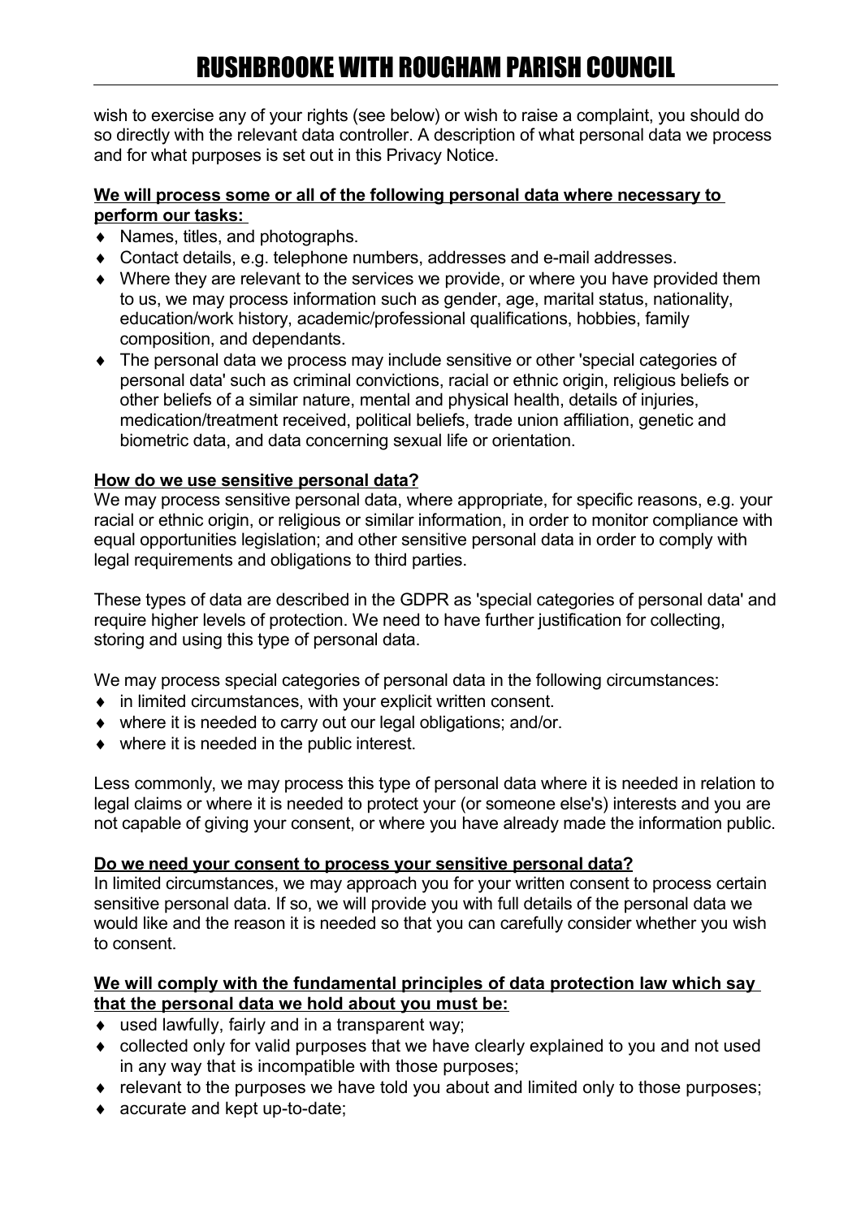wish to exercise any of your rights (see below) or wish to raise a complaint, you should do so directly with the relevant data controller. A description of what personal data we process and for what purposes is set out in this Privacy Notice.

**We will process some or all of the following personal data where necessary to perform our tasks:**

- Names, titles, and photographs.
- Contact details, e.g. telephone numbers, addresses and e-mail addresses.
- Where they are relevant to the services we provide, or where you have provided them to us, we may process information such as gender, age, marital status, nationality, education/work history, academic/professional qualifications, hobbies, family composition, and dependants.
- The personal data we process may include sensitive or other 'special categories of personal data' such as criminal convictions, racial or ethnic origin, religious beliefs or other beliefs of a similar nature, mental and physical health, details of injuries, medication/treatment received, political beliefs, trade union affiliation, genetic and biometric data, and data concerning sexual life or orientation.

**How do we use sensitive personal data?**

We may process sensitive personal data, where appropriate, for specific reasons, e.g. your racial or ethnic origin, or religious or similar information, in order to monitor compliance with equal opportunities legislation; and other sensitive personal data in order to comply with legal requirements and obligations to third parties.

These types of data are described in the GDPR as 'special categories of personal data' and require higher levels of protection. We need to have further justification for collecting, storing and using this type of personal data.

We may process special categories of personal data in the following circumstances:

- in limited circumstances, with your explicit written consent.
- where it is needed to carry out our legal obligations; and/or.
- where it is needed in the public interest.

Less commonly, we may process this type of personal data where it is needed in relation to legal claims or where it is needed to protect your (or someone else's) interests and you are not capable of giving your consent, or where you have already made the information public.

**Do we need your consent to process your sensitive personal data?**

In limited circumstances, we may approach you for your written consent to process certain sensitive personal data. If so, we will provide you with full details of the personal data we would like and the reason it is needed so that you can carefully consider whether you wish to consent.

**We will comply with the fundamental principles of data protection law which say that the personal data we hold about you must be:**

- used lawfully, fairly and in a transparent way;
- collected only for valid purposes that we have clearly explained to you and not used in any way that is incompatible with those purposes;
- relevant to the purposes we have told you about and limited only to those purposes;
- accurate and kept up-to-date;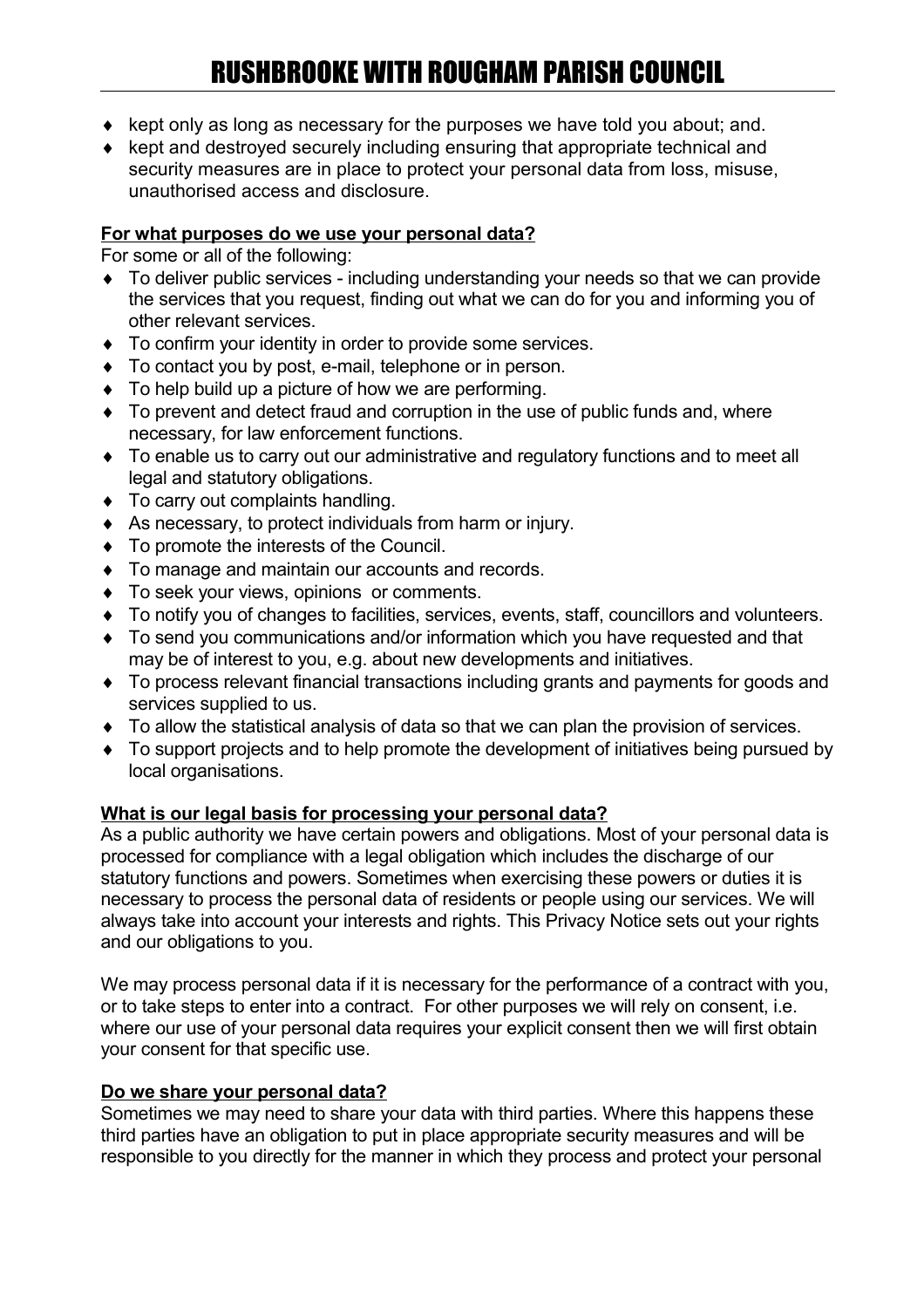- kept only as long as necessary for the purposes we have told you about; and.
- kept and destroyed securely including ensuring that appropriate technical and security measures are in place to protect your personal data from loss, misuse, unauthorised access and disclosure.

**For what purposes do we use your personal data?**

For some or all of the following:

- To deliver public services - including understanding your needs so that we can provide the services that you request, finding out what we can do for you and informing you of other relevant services.
- To confirm your identity in order to provide some services.
- To contact you by post, e-mail, telephone or in person.
- To help build up a picture of how we are performing.
- To prevent and detect fraud and corruption in the use of public funds and, where necessary, for law enforcement functions.
- To enable us to carry out our administrative and regulatory functions and to meet all legal and statutory obligations.
- To carry out complaints handling.
- As necessary, to protect individuals from harm or injury.
- To promote the interests of the Council.
- To manage and maintain our accounts and records.
- To seek your views, opinions or comments.
- To notify you of changes to facilities, services, events, staff, councillors and volunteers.
- To send you communications and/or information which you have requested and that may be of interest to you, e.g. about new developments and initiatives.
- To process relevant financial transactions including grants and payments for goods and services supplied to us.
- To allow the statistical analysis of data so that we can plan the provision of services.
- To support projects and to help promote the development of initiatives being pursued by local organisations.

**What is our legal basis for processing your personal data?**

As a public authority we have certain powers and obligations. Most of your personal data is processed for compliance with a legal obligation which includes the discharge of our statutory functions and powers. Sometimes when exercising these powers or duties it is necessary to process the personal data of residents or people using our services. We will always take into account your interests and rights. This Privacy Notice sets out your rights and our obligations to you.

We may process personal data if it is necessary for the performance of a contract with you, or to take steps to enter into a contract. For other purposes we will rely on consent, i.e. where our use of your personal data requires your explicit consent then we will first obtain your consent for that specific use.

**Do we share your personal data?**

Sometimes we may need to share your data with third parties. Where this happens these third parties have an obligation to put in place appropriate security measures and will be responsible to you directly for the manner in which they process and protect your personal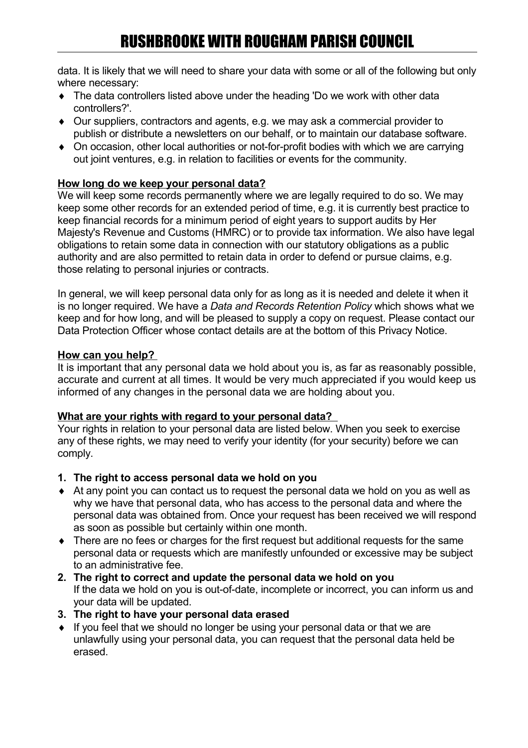data. It is likely that we will need to share your data with some or all of the following but only where necessary:

- The data controllers listed above under the heading 'Do we work with other data controllers?'.
- Our suppliers, contractors and agents, e.g. we may ask a commercial provider to publish or distribute a newsletters on our behalf, or to maintain our database software.
- On occasion, other local authorities or not-for-profit bodies with which we are carrying out joint ventures, e.g. in relation to facilities or events for the community.

**How long do we keep your personal data?**

We will keep some records permanently where we are legally required to do so. We may keep some other records for an extended period of time, e.g. it is currently best practice to keep financial records for a minimum period of eight years to support audits by Her Majesty's Revenue and Customs (HMRC) or to provide tax information. We also have legal obligations to retain some data in connection with our statutory obligations as a public authority and are also permitted to retain data in order to defend or pursue claims, e.g. those relating to personal injuries or contracts.

In general, we will keep personal data only for as long as it is needed and delete it when it is no longer required. We have a *Data and Records Retention Policy* which shows what we keep and for how long, and will be pleased to supply a copy on request. Please contact our Data Protection Officer whose contact details are at the bottom of this Privacy Notice.

**How can you help?**

It is important that any personal data we hold about you is, as far as reasonably possible, accurate and current at all times. It would be very much appreciated if you would keep us informed of any changes in the personal data we are holding about you.

**What are your rights with regard to your personal data?**

Your rights in relation to your personal data are listed below. When you seek to exercise any of these rights, we may need to verify your identity (for your security) before we can comply.

1. **The right to access personal data we hold on you**
   - At any point you can contact us to request the personal data we hold on you as well as why we have that personal data, who has access to the personal data and where the personal data was obtained from. Once your request has been received we will respond as soon as possible but certainly within one month.
   - There are no fees or charges for the first request but additional requests for the same personal data or requests which are manifestly unfounded or excessive may be subject to an administrative fee.
2. **The right to correct and update the personal data we hold on you**
   If the data we hold on you is out-of-date, incomplete or incorrect, you can inform us and your data will be updated.
3. **The right to have your personal data erased**
   - If you feel that we should no longer be using your personal data or that we are unlawfully using your personal data, you can request that the personal data held be erased.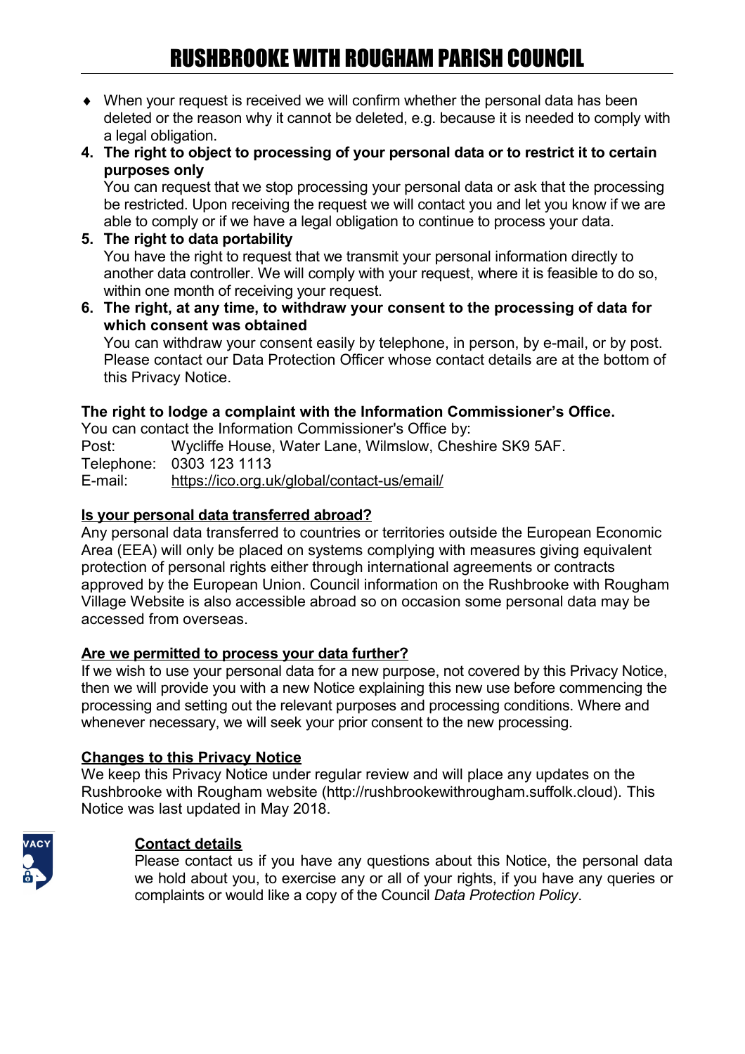- When your request is received we will confirm whether the personal data has been deleted or the reason why it cannot be deleted, e.g. because it is needed to comply with a legal obligation.

4. **The right to object to processing of your personal data or to restrict it to certain purposes only**
   You can request that we stop processing your personal data or ask that the processing be restricted. Upon receiving the request we will contact you and let you know if we are able to comply or if we have a legal obligation to continue to process your data.
5. **The right to data portability**
   You have the right to request that we transmit your personal information directly to another data controller. We will comply with your request, where it is feasible to do so, within one month of receiving your request.
6. **The right, at any time, to withdraw your consent to the processing of data for which consent was obtained**
   You can withdraw your consent easily by telephone, in person, by e-mail, or by post. Please contact our Data Protection Officer whose contact details are at the bottom of this Privacy Notice.

**The right to lodge a complaint with the Information Commissioner's Office.**
You can contact the Information Commissioner's Office by:
Post: Wycliffe House, Water Lane, Wilmslow, Cheshire SK9 5AF.
Telephone: 0303 123 1113
E-mail: https://ico.org.uk/global/contact-us/email/

**Is your personal data transferred abroad?**
Any personal data transferred to countries or territories outside the European Economic Area (EEA) will only be placed on systems complying with measures giving equivalent protection of personal rights either through international agreements or contracts approved by the European Union. Council information on the Rushbrooke with Rougham Village Website is also accessible abroad so on occasion some personal data may be accessed from overseas.

**Are we permitted to process your data further?**
If we wish to use your personal data for a new purpose, not covered by this Privacy Notice, then we will provide you with a new Notice explaining this new use before commencing the processing and setting out the relevant purposes and processing conditions. Where and whenever necessary, we will seek your prior consent to the new processing.

**Changes to this Privacy Notice**
We keep this Privacy Notice under regular review and will place any updates on the Rushbrooke with Rougham website (http://rushbrookewithrougham.suffolk.cloud). This Notice was last updated in May 2018.

**Contact details**
Please contact us if you have any questions about this Notice, the personal data we hold about you, to exercise any or all of your rights, if you have any queries or complaints or would like a copy of the Council *Data Protection Policy*.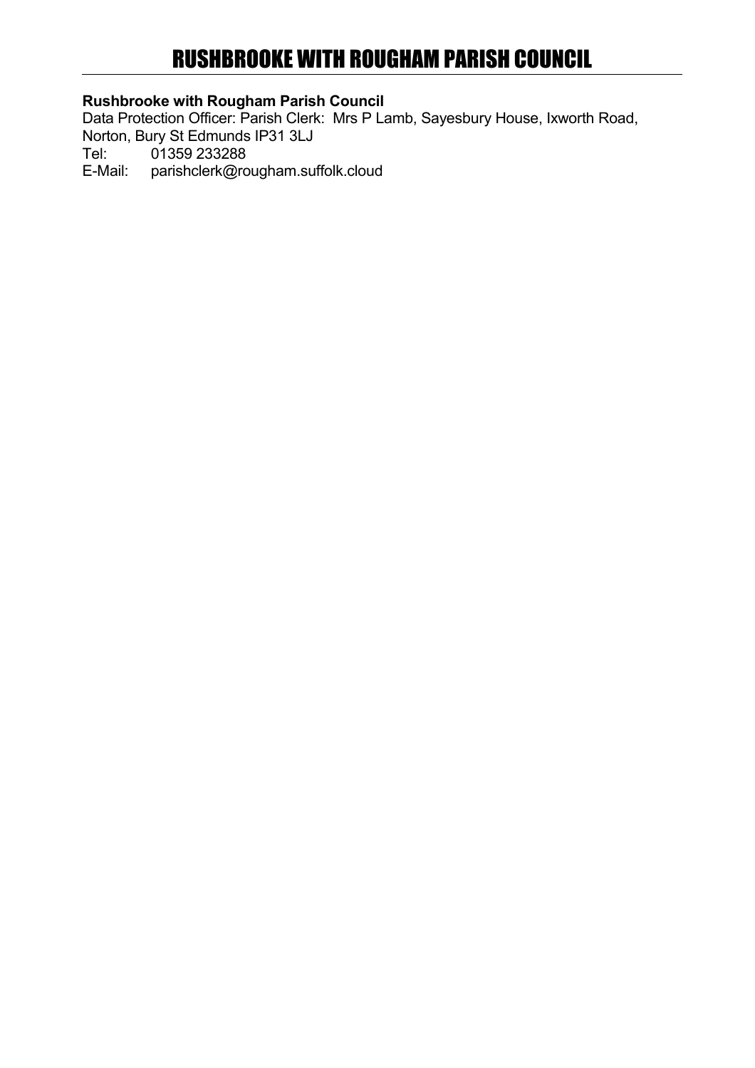**Rushbrooke with Rougham Parish Council**
Data Protection Officer: Parish Clerk: Mrs P Lamb, Sayesbury House, Ixworth Road, Norton, Bury St Edmunds IP31 3LJ
Tel: 01359 233288
E-Mail: parishclerk@rougham.suffolk.cloud